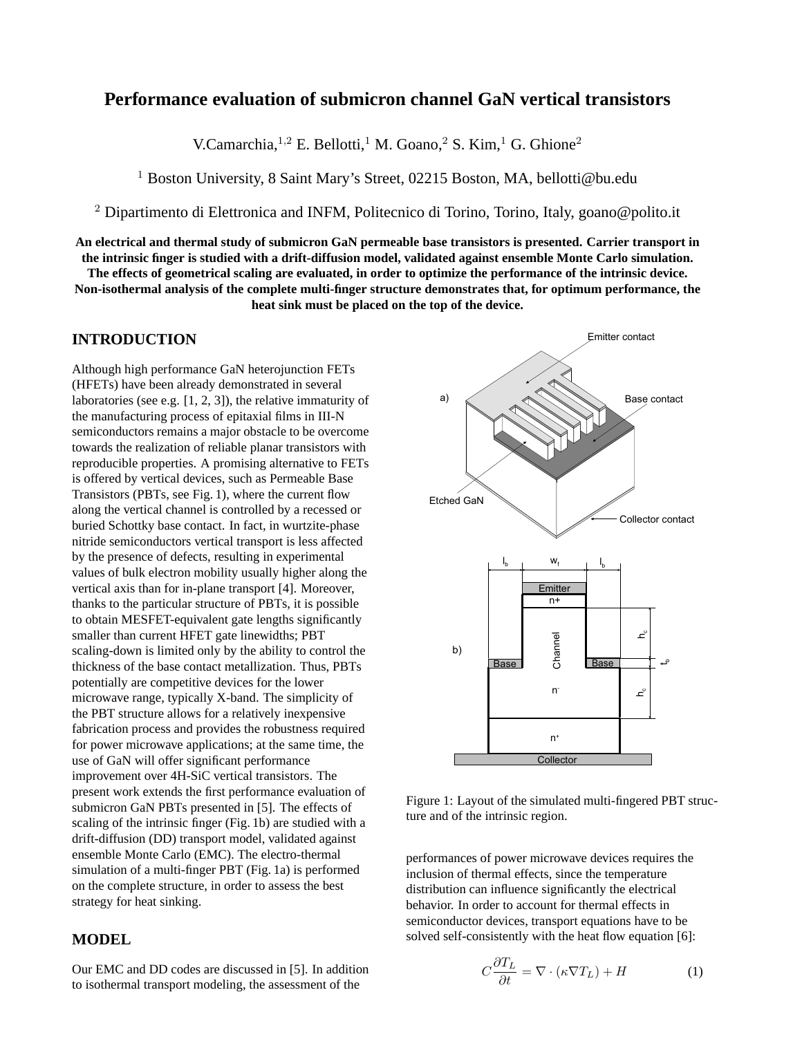# Performance evaluation of submicron channel GaN vertical transistors

V.Camarchia,[1,2] E. Bellotti,[1] M. Goano,[2] S. Kim,[1] G. Ghione[2]

[1] Boston University, 8 Saint Mary's Street, 02215 Boston, MA, bellotti@bu.edu

[2] Dipartimento di Elettronica and INFM, Politecnico di Torino, Torino, Italy, goano@polito.it

**An electrical and thermal study of submicron GaN permeable base transistors is presented. Carrier transport in the intrinsic finger is studied with a drift-diffusion model, validated against ensemble Monte Carlo simulation. The effects of geometrical scaling are evaluated, in order to optimize the performance of the intrinsic device. Non-isothermal analysis of the complete multi-finger structure demonstrates that, for optimum performance, the heat sink must be placed on the top of the device.**

## INTRODUCTION

Although high performance GaN heterojunction FETs (HFETs) have been already demonstrated in several laboratories (see e.g. [1, 2, 3]), the relative immaturity of the manufacturing process of epitaxial films in III-N semiconductors remains a major obstacle to be overcome towards the realization of reliable planar transistors with reproducible properties. A promising alternative to FETs is offered by vertical devices, such as Permeable Base Transistors (PBTs, see Fig. 1), where the current flow along the vertical channel is controlled by a recessed or buried Schottky base contact. In fact, in wurtzite-phase nitride semiconductors vertical transport is less affected by the presence of defects, resulting in experimental values of bulk electron mobility usually higher along the vertical axis than for in-plane transport [4]. Moreover, thanks to the particular structure of PBTs, it is possible to obtain MESFET-equivalent gate lengths significantly smaller than current HFET gate linewidths; PBT scaling-down is limited only by the ability to control the thickness of the base contact metallization. Thus, PBTs potentially are competitive devices for the lower microwave range, typically X-band. The simplicity of the PBT structure allows for a relatively inexpensive fabrication process and provides the robustness required for power microwave applications; at the same time, the use of GaN will offer significant performance improvement over 4H-SiC vertical transistors. The present work extends the first performance evaluation of submicron GaN PBTs presented in [5]. The effects of scaling of the intrinsic finger (Fig. 1b) are studied with a drift-diffusion (DD) transport model, validated against ensemble Monte Carlo (EMC). The electro-thermal simulation of a multi-finger PBT (Fig. 1a) is performed on the complete structure, in order to assess the best strategy for heat sinking.

Figure 1: Layout of the simulated multi-fingered PBT structure and of the intrinsic region.

## MODEL

Our EMC and DD codes are discussed in [5]. In addition to isothermal transport modeling, the assessment of the performances of power microwave devices requires the inclusion of thermal effects, since the temperature distribution can influence significantly the electrical behavior. In order to account for thermal effects in semiconductor devices, transport equations have to be solved self-consistently with the heat flow equation [6]:

$$C\frac{\partial T_L}{\partial t} = \nabla \cdot (\kappa \nabla T_L) + H \tag{1}$$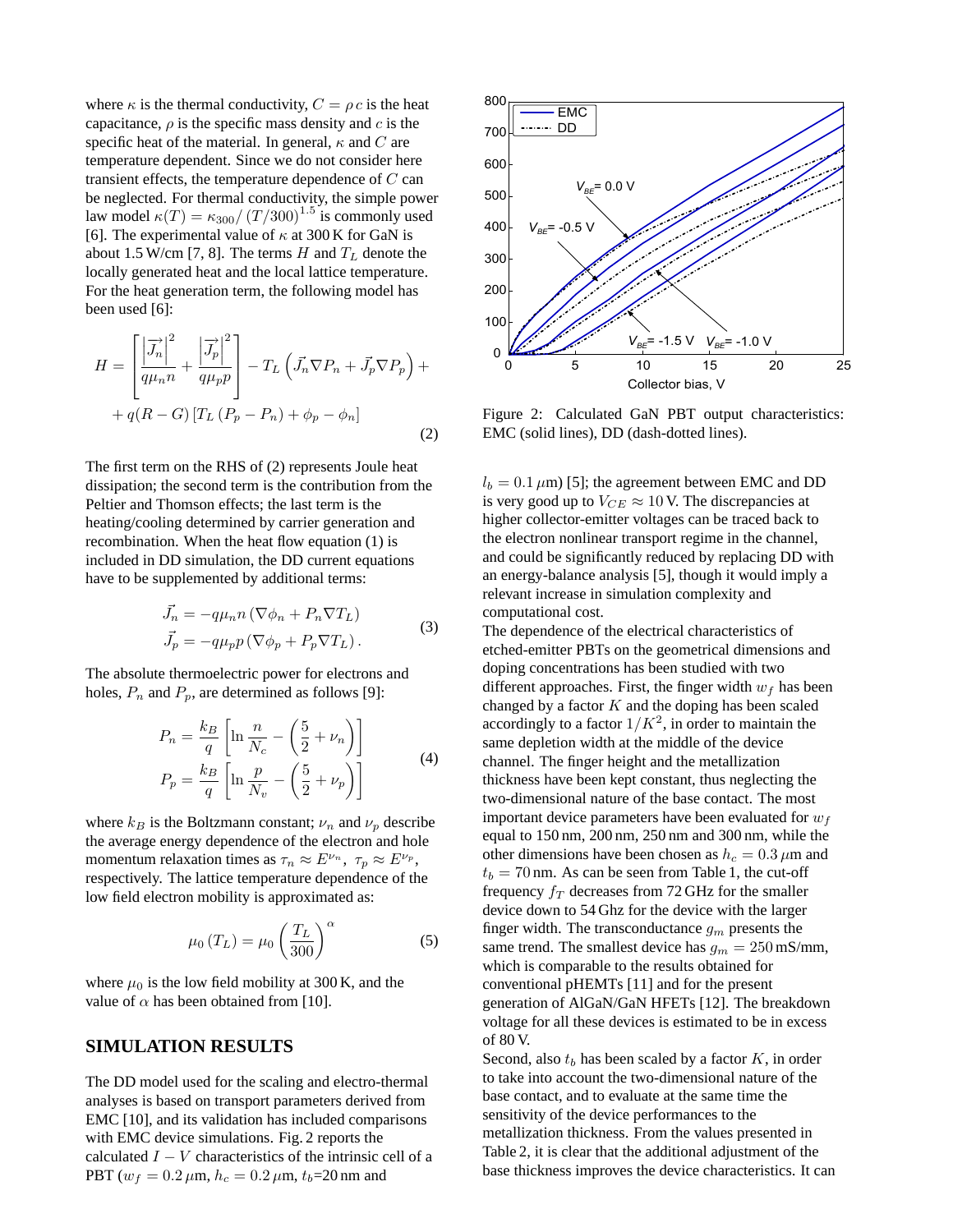where $\kappa$ is the thermal conductivity, $C = \rho\, c$ is the heat capacitance, $\rho$ is the specific mass density and $c$ is the specific heat of the material. In general, $\kappa$ and $C$ are temperature dependent. Since we do not consider here transient effects, the temperature dependence of $C$ can be neglected. For thermal conductivity, the simple power law model $\kappa(T) = \kappa_{300}/\left(T/300\right)^{1.5}$ is commonly used [6]. The experimental value of $\kappa$ at 300 K for GaN is about 1.5 W/cm [7, 8]. The terms $H$ and $T_L$ denote the locally generated heat and the local lattice temperature. For the heat generation term, the following model has been used [6]:

$$H = \left[\frac{\left|\vec{J_n}\right|^2}{q\mu_n n} + \frac{\left|\vec{J_p}\right|^2}{q\mu_p p}\right] - T_L\left(\vec{J_n}\nabla P_n + \vec{J_p}\nabla P_p\right) + \\ + q(R-G)\left[T_L\left(P_p - P_n\right) + \phi_p - \phi_n\right] \tag{2}$$

The first term on the RHS of (2) represents Joule heat dissipation; the second term is the contribution from the Peltier and Thomson effects; the last term is the heating/cooling determined by carrier generation and recombination. When the heat flow equation (1) is included in DD simulation, the DD current equations have to be supplemented by additional terms:

$$\begin{aligned} \vec{J_n} &= -q\mu_n n\left(\nabla\phi_n + P_n\nabla T_L\right) \\ \vec{J_p} &= -q\mu_p p\left(\nabla\phi_p + P_p\nabla T_L\right). \end{aligned} \tag{3}$$

The absolute thermoelectric power for electrons and holes, $P_n$ and $P_p$, are determined as follows [9]:

$$\begin{aligned} P_n &= \frac{k_B}{q}\left[\ln\frac{n}{N_c} - \left(\frac{5}{2} + \nu_n\right)\right] \\ P_p &= \frac{k_B}{q}\left[\ln\frac{p}{N_v} - \left(\frac{5}{2} + \nu_p\right)\right] \end{aligned} \tag{4}$$

where $k_B$ is the Boltzmann constant; $\nu_n$ and $\nu_p$ describe the average energy dependence of the electron and hole momentum relaxation times as $\tau_n \approx E^{\nu_n},\ \tau_p \approx E^{\nu_p}$, respectively. The lattice temperature dependence of the low field electron mobility is approximated as:

$$\mu_0\left(T_L\right) = \mu_0\left(\frac{T_L}{300}\right)^{\alpha} \tag{5}$$

where $\mu_0$ is the low field mobility at 300 K, and the value of $\alpha$ has been obtained from [10].

## SIMULATION RESULTS

The DD model used for the scaling and electro-thermal analyses is based on transport parameters derived from EMC [10], and its validation has included comparisons with EMC device simulations. Fig. 2 reports the calculated $I-V$ characteristics of the intrinsic cell of a PBT ($w_f = 0.2\,\mu$m, $h_c = 0.2\,\mu$m, $t_b$=20 nm and $l_b = 0.1\,\mu$m) [5]; the agreement between EMC and DD is very good up to $V_{CE} \approx 10$ V. The discrepancies at higher collector-emitter voltages can be traced back to the electron nonlinear transport regime in the channel, and could be significantly reduced by replacing DD with an energy-balance analysis [5], though it would imply a relevant increase in simulation complexity and computational cost.

Figure 2: Calculated GaN PBT output characteristics: EMC (solid lines), DD (dash-dotted lines).

The dependence of the electrical characteristics of etched-emitter PBTs on the geometrical dimensions and doping concentrations has been studied with two different approaches. First, the finger width $w_f$ has been changed by a factor $K$ and the doping has been scaled accordingly to a factor $1/K^2$, in order to maintain the same depletion width at the middle of the device channel. The finger height and the metallization thickness have been kept constant, thus neglecting the two-dimensional nature of the base contact. The most important device parameters have been evaluated for $w_f$ equal to 150 nm, 200 nm, 250 nm and 300 nm, while the other dimensions have been chosen as $h_c = 0.3\,\mu$m and $t_b = 70$ nm. As can be seen from Table 1, the cut-off frequency $f_T$ decreases from 72 GHz for the smaller device down to 54 Ghz for the device with the larger finger width. The transconductance $g_m$ presents the same trend. The smallest device has $g_m = 250$ mS/mm, which is comparable to the results obtained for conventional pHEMTs [11] and for the present generation of AlGaN/GaN HFETs [12]. The breakdown voltage for all these devices is estimated to be in excess of 80 V.

Second, also $t_b$ has been scaled by a factor $K$, in order to take into account the two-dimensional nature of the base contact, and to evaluate at the same time the sensitivity of the device performances to the metallization thickness. From the values presented in Table 2, it is clear that the additional adjustment of the base thickness improves the device characteristics. It can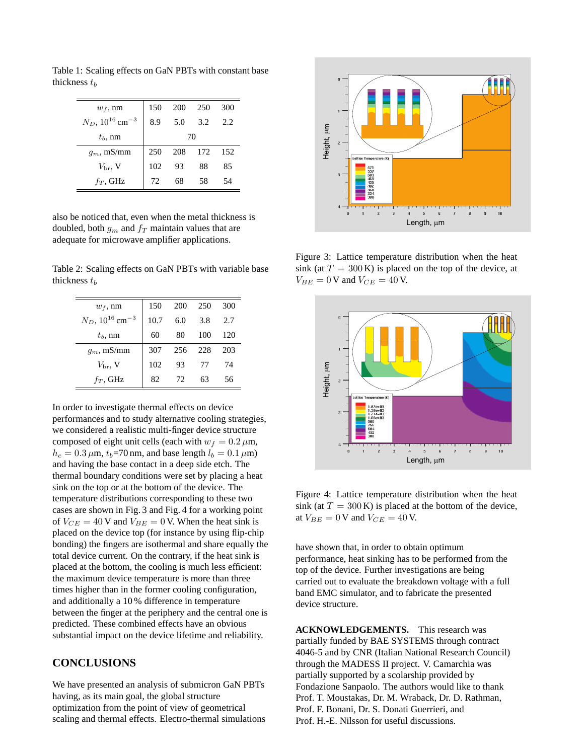Table 1: Scaling effects on GaN PBTs with constant base thickness $t_b$

| $w_f$, nm | 150 | 200 | 250 | 300 |
|---|---|---|---|---|
| $N_D$, $10^{16}$ cm$^{-3}$ | 8.9 | 5.0 | 3.2 | 2.2 |
| $t_b$, nm | 70 | | | |
| $g_m$, mS/mm | 250 | 208 | 172 | 152 |
| $V_{\mathrm{br}}$, V | 102 | 93 | 88 | 85 |
| $f_T$, GHz | 72 | 68 | 58 | 54 |

also be noticed that, even when the metal thickness is doubled, both $g_m$ and $f_T$ maintain values that are adequate for microwave amplifier applications.

Table 2: Scaling effects on GaN PBTs with variable base thickness $t_b$

| $w_f$, nm | 150 | 200 | 250 | 300 |
|---|---|---|---|---|
| $N_D$, $10^{16}$ cm$^{-3}$ | 10.7 | 6.0 | 3.8 | 2.7 |
| $t_b$, nm | 60 | 80 | 100 | 120 |
| $g_m$, mS/mm | 307 | 256 | 228 | 203 |
| $V_{\mathrm{br}}$, V | 102 | 93 | 77 | 74 |
| $f_T$, GHz | 82 | 72 | 63 | 56 |

In order to investigate thermal effects on device performances and to study alternative cooling strategies, we considered a realistic multi-finger device structure composed of eight unit cells (each with $w_f = 0.2\,\mu$m, $h_c = 0.3\,\mu$m, $t_b$=70 nm, and base length $l_b = 0.1\,\mu$m) and having the base contact in a deep side etch. The thermal boundary conditions were set by placing a heat sink on the top or at the bottom of the device. The temperature distributions corresponding to these two cases are shown in Fig. 3 and Fig. 4 for a working point of $V_{CE} = 40$ V and $V_{BE} = 0$ V. When the heat sink is placed on the device top (for instance by using flip-chip bonding) the fingers are isothermal and share equally the total device current. On the contrary, if the heat sink is placed at the bottom, the cooling is much less efficient: the maximum device temperature is more than three times higher than in the former cooling configuration, and additionally a 10 % difference in temperature between the finger at the periphery and the central one is predicted. These combined effects have an obvious substantial impact on the device lifetime and reliability.

## CONCLUSIONS

We have presented an analysis of submicron GaN PBTs having, as its main goal, the global structure optimization from the point of view of geometrical scaling and thermal effects. Electro-thermal simulations

Figure 3: Lattice temperature distribution when the heat sink (at $T = 300$ K) is placed on the top of the device, at $V_{BE} = 0$ V and $V_{CE} = 40$ V.

Figure 4: Lattice temperature distribution when the heat sink (at $T = 300$ K) is placed at the bottom of the device, at $V_{BE} = 0$ V and $V_{CE} = 40$ V.

have shown that, in order to obtain optimum performance, heat sinking has to be performed from the top of the device. Further investigations are being carried out to evaluate the breakdown voltage with a full band EMC simulator, and to fabricate the presented device structure.

**ACKNOWLEDGEMENTS.** This research was partially funded by BAE SYSTEMS through contract 4046-5 and by CNR (Italian National Research Council) through the MADESS II project. V. Camarchia was partially supported by a scolarship provided by Fondazione Sanpaolo. The authors would like to thank Prof. T. Moustakas, Dr. M. Wraback, Dr. D. Rathman, Prof. F. Bonani, Dr. S. Donati Guerrieri, and Prof. H.-E. Nilsson for useful discussions.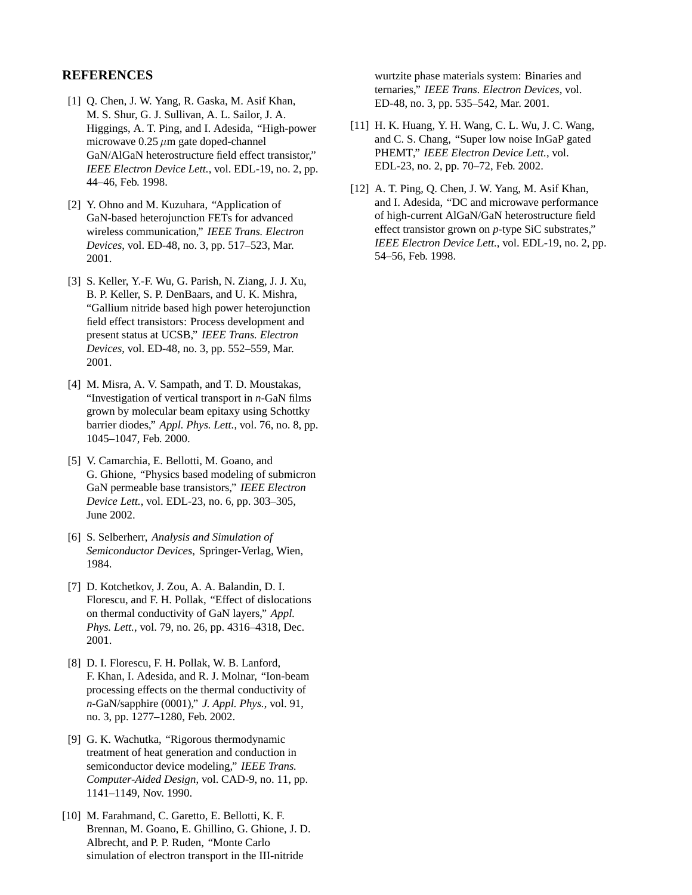## REFERENCES

[1] Q. Chen, J. W. Yang, R. Gaska, M. Asif Khan, M. S. Shur, G. J. Sullivan, A. L. Sailor, J. A. Higgings, A. T. Ping, and I. Adesida, "High-power microwave 0.25 $\mu$m gate doped-channel GaN/AlGaN heterostructure field effect transistor," *IEEE Electron Device Lett.*, vol. EDL-19, no. 2, pp. 44–46, Feb. 1998.

[2] Y. Ohno and M. Kuzuhara, "Application of GaN-based heterojunction FETs for advanced wireless communication," *IEEE Trans. Electron Devices*, vol. ED-48, no. 3, pp. 517–523, Mar. 2001.

[3] S. Keller, Y.-F. Wu, G. Parish, N. Ziang, J. J. Xu, B. P. Keller, S. P. DenBaars, and U. K. Mishra, "Gallium nitride based high power heterojunction field effect transistors: Process development and present status at UCSB," *IEEE Trans. Electron Devices*, vol. ED-48, no. 3, pp. 552–559, Mar. 2001.

[4] M. Misra, A. V. Sampath, and T. D. Moustakas, "Investigation of vertical transport in *n*-GaN films grown by molecular beam epitaxy using Schottky barrier diodes," *Appl. Phys. Lett.*, vol. 76, no. 8, pp. 1045–1047, Feb. 2000.

[5] V. Camarchia, E. Bellotti, M. Goano, and G. Ghione, "Physics based modeling of submicron GaN permeable base transistors," *IEEE Electron Device Lett.*, vol. EDL-23, no. 6, pp. 303–305, June 2002.

[6] S. Selberherr, *Analysis and Simulation of Semiconductor Devices*, Springer-Verlag, Wien, 1984.

[7] D. Kotchetkov, J. Zou, A. A. Balandin, D. I. Florescu, and F. H. Pollak, "Effect of dislocations on thermal conductivity of GaN layers," *Appl. Phys. Lett.*, vol. 79, no. 26, pp. 4316–4318, Dec. 2001.

[8] D. I. Florescu, F. H. Pollak, W. B. Lanford, F. Khan, I. Adesida, and R. J. Molnar, "Ion-beam processing effects on the thermal conductivity of *n*-GaN/sapphire (0001)," *J. Appl. Phys.*, vol. 91, no. 3, pp. 1277–1280, Feb. 2002.

[9] G. K. Wachutka, "Rigorous thermodynamic treatment of heat generation and conduction in semiconductor device modeling," *IEEE Trans. Computer-Aided Design*, vol. CAD-9, no. 11, pp. 1141–1149, Nov. 1990.

[10] M. Farahmand, C. Garetto, E. Bellotti, K. F. Brennan, M. Goano, E. Ghillino, G. Ghione, J. D. Albrecht, and P. P. Ruden, "Monte Carlo simulation of electron transport in the III-nitride wurtzite phase materials system: Binaries and ternaries," *IEEE Trans. Electron Devices*, vol. ED-48, no. 3, pp. 535–542, Mar. 2001.

[11] H. K. Huang, Y. H. Wang, C. L. Wu, J. C. Wang, and C. S. Chang, "Super low noise InGaP gated PHEMT," *IEEE Electron Device Lett.*, vol. EDL-23, no. 2, pp. 70–72, Feb. 2002.

[12] A. T. Ping, Q. Chen, J. W. Yang, M. Asif Khan, and I. Adesida, "DC and microwave performance of high-current AlGaN/GaN heterostructure field effect transistor grown on *p*-type SiC substrates," *IEEE Electron Device Lett.*, vol. EDL-19, no. 2, pp. 54–56, Feb. 1998.